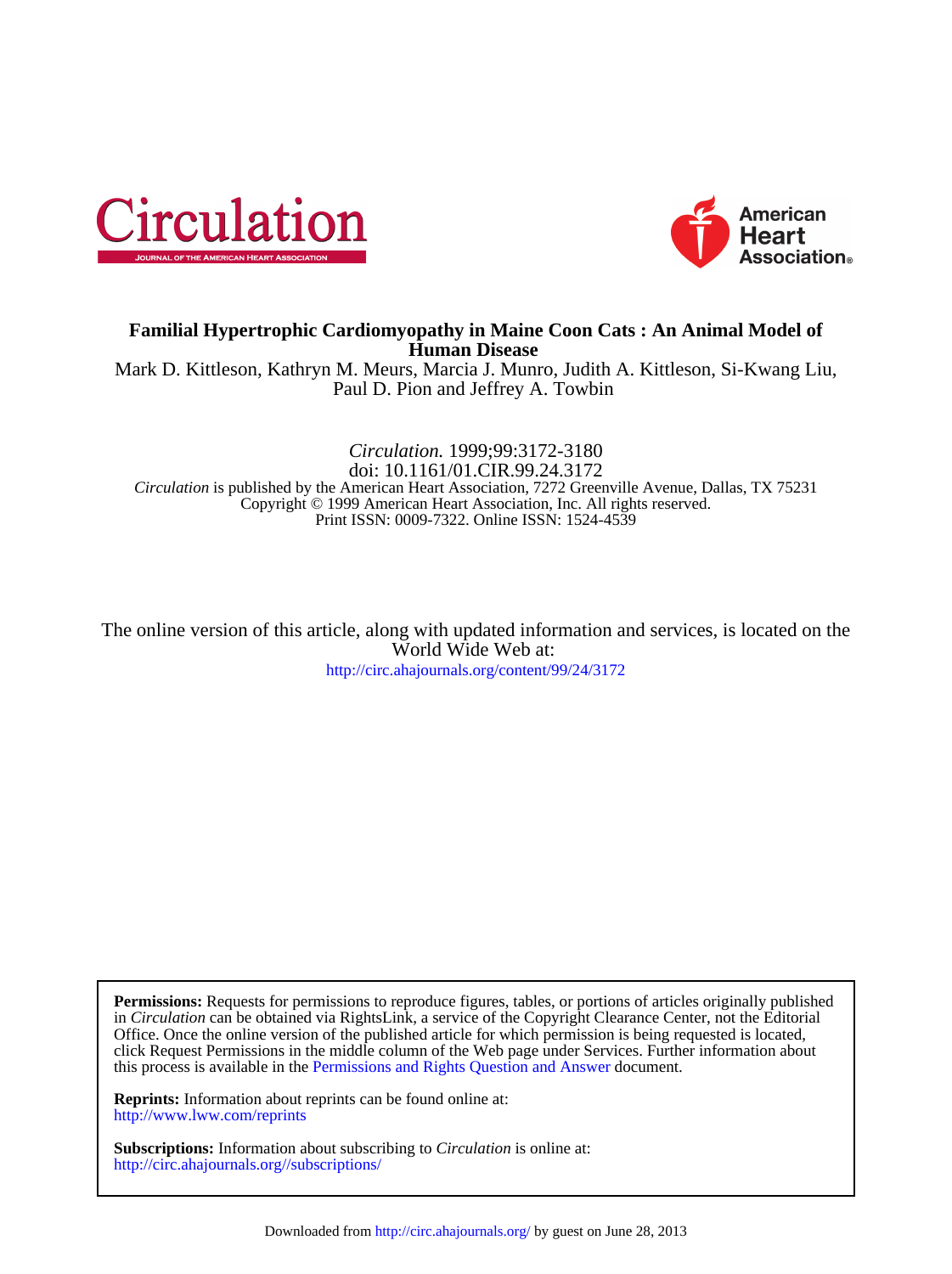# Familial Hypertrophic Cardiomyopathy in Maine Coon Cats : An Animal Model of Human Disease

Mark D. Kittleson, Kathryn M. Meurs, Marcia J. Munro, Judith A. Kittleson, Si-Kwang Liu, Paul D. Pion and Jeffrey A. Towbin

*Circulation.* 1999;99:3172-3180
doi: 10.1161/01.CIR.99.24.3172

*Circulation* is published by the American Heart Association, 7272 Greenville Avenue, Dallas, TX 75231
Copyright © 1999 American Heart Association, Inc. All rights reserved.
Print ISSN: 0009-7322. Online ISSN: 1524-4539

The online version of this article, along with updated information and services, is located on the World Wide Web at:
http://circ.ahajournals.org/content/99/24/3172

**Permissions:** Requests for permissions to reproduce figures, tables, or portions of articles originally published in *Circulation* can be obtained via RightsLink, a service of the Copyright Clearance Center, not the Editorial Office. Once the online version of the published article for which permission is being requested is located, click Request Permissions in the middle column of the Web page under Services. Further information about this process is available in the Permissions and Rights Question and Answer document.

**Reprints:** Information about reprints can be found online at:
http://www.lww.com/reprints

**Subscriptions:** Information about subscribing to *Circulation* is online at:
http://circ.ahajournals.org//subscriptions/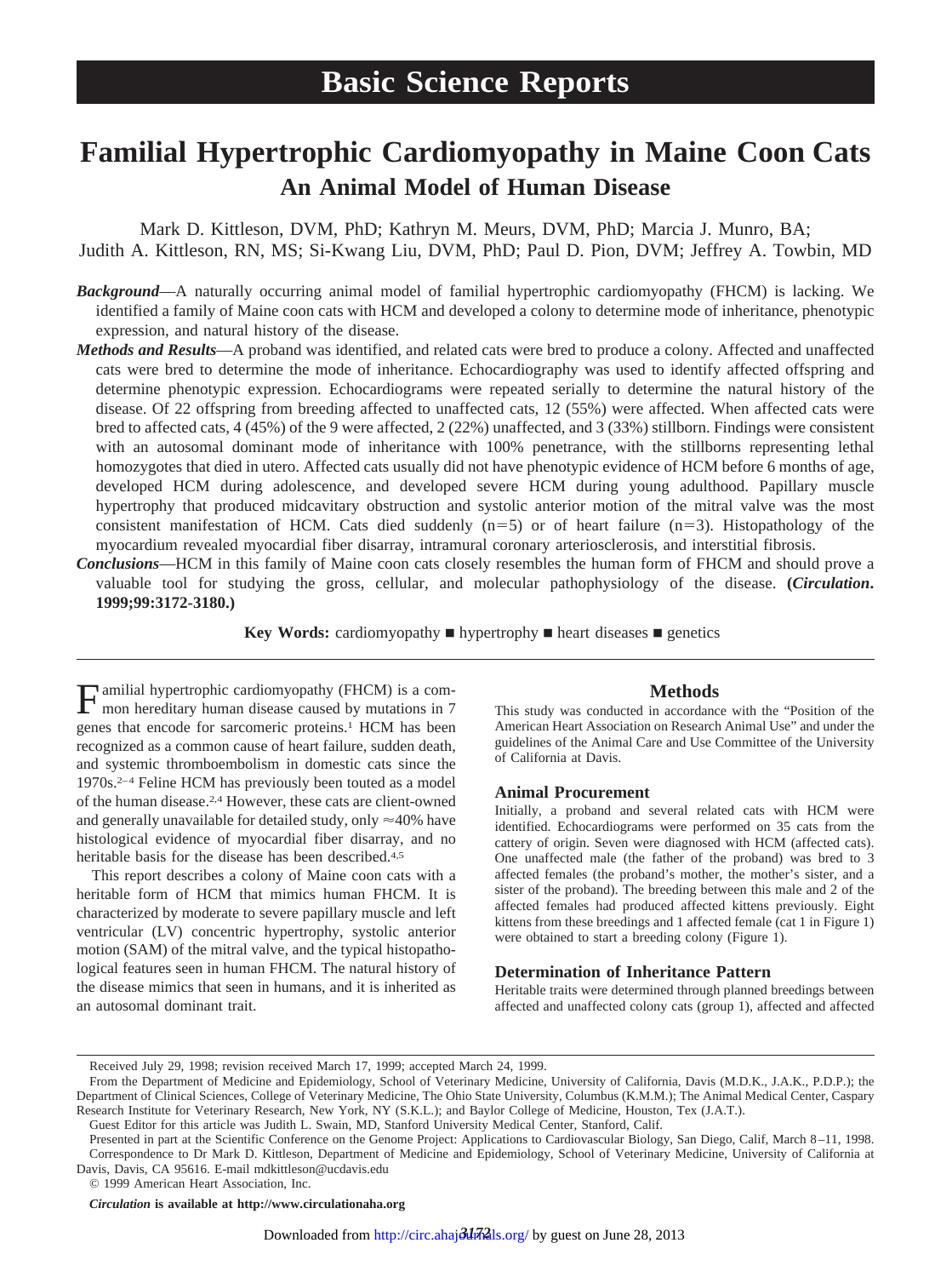# Basic Science Reports

# Familial Hypertrophic Cardiomyopathy in Maine Coon Cats

## An Animal Model of Human Disease

Mark D. Kittleson, DVM, PhD; Kathryn M. Meurs, DVM, PhD; Marcia J. Munro, BA; Judith A. Kittleson, RN, MS; Si-Kwang Liu, DVM, PhD; Paul D. Pion, DVM; Jeffrey A. Towbin, MD

***Background***—A naturally occurring animal model of familial hypertrophic cardiomyopathy (FHCM) is lacking. We identified a family of Maine coon cats with HCM and developed a colony to determine mode of inheritance, phenotypic expression, and natural history of the disease.

***Methods and Results***—A proband was identified, and related cats were bred to produce a colony. Affected and unaffected cats were bred to determine the mode of inheritance. Echocardiography was used to identify affected offspring and determine phenotypic expression. Echocardiograms were repeated serially to determine the natural history of the disease. Of 22 offspring from breeding affected to unaffected cats, 12 (55%) were affected. When affected cats were bred to affected cats, 4 (45%) of the 9 were affected, 2 (22%) unaffected, and 3 (33%) stillborn. Findings were consistent with an autosomal dominant mode of inheritance with 100% penetrance, with the stillborns representing lethal homozygotes that died in utero. Affected cats usually did not have phenotypic evidence of HCM before 6 months of age, developed HCM during adolescence, and developed severe HCM during young adulthood. Papillary muscle hypertrophy that produced midcavitary obstruction and systolic anterior motion of the mitral valve was the most consistent manifestation of HCM. Cats died suddenly (n=5) or of heart failure (n=3). Histopathology of the myocardium revealed myocardial fiber disarray, intramural coronary arteriosclerosis, and interstitial fibrosis.

***Conclusions***—HCM in this family of Maine coon cats closely resembles the human form of FHCM and should prove a valuable tool for studying the gross, cellular, and molecular pathophysiology of the disease. **(*Circulation*. 1999;99:3172-3180.)**

**Key Words:** cardiomyopathy ■ hypertrophy ■ heart diseases ■ genetics

Familial hypertrophic cardiomyopathy (FHCM) is a common hereditary human disease caused by mutations in 7 genes that encode for sarcomeric proteins.[1] HCM has been recognized as a common cause of heart failure, sudden death, and systemic thromboembolism in domestic cats since the 1970s.[2–4] Feline HCM has previously been touted as a model of the human disease.[2,4] However, these cats are client-owned and generally unavailable for detailed study, only ≈40% have histological evidence of myocardial fiber disarray, and no heritable basis for the disease has been described.[4,5]

This report describes a colony of Maine coon cats with a heritable form of HCM that mimics human FHCM. It is characterized by moderate to severe papillary muscle and left ventricular (LV) concentric hypertrophy, systolic anterior motion (SAM) of the mitral valve, and the typical histopathological features seen in human FHCM. The natural history of the disease mimics that seen in humans, and it is inherited as an autosomal dominant trait.

## Methods

This study was conducted in accordance with the "Position of the American Heart Association on Research Animal Use" and under the guidelines of the Animal Care and Use Committee of the University of California at Davis.

### Animal Procurement

Initially, a proband and several related cats with HCM were identified. Echocardiograms were performed on 35 cats from the cattery of origin. Seven were diagnosed with HCM (affected cats). One unaffected male (the father of the proband) was bred to 3 affected females (the proband's mother, the mother's sister, and a sister of the proband). The breeding between this male and 2 of the affected females had produced affected kittens previously. Eight kittens from these breedings and 1 affected female (cat 1 in Figure 1) were obtained to start a breeding colony (Figure 1).

### Determination of Inheritance Pattern

Heritable traits were determined through planned breedings between affected and unaffected colony cats (group 1), affected and affected

Received July 29, 1998; revision received March 17, 1999; accepted March 24, 1999.

From the Department of Medicine and Epidemiology, School of Veterinary Medicine, University of California, Davis (M.D.K., J.A.K., P.D.P.); the Department of Clinical Sciences, College of Veterinary Medicine, The Ohio State University, Columbus (K.M.M.); The Animal Medical Center, Caspary Research Institute for Veterinary Research, New York, NY (S.K.L.); and Baylor College of Medicine, Houston, Tex (J.A.T.).

Guest Editor for this article was Judith L. Swain, MD, Stanford University Medical Center, Stanford, Calif.

Presented in part at the Scientific Conference on the Genome Project: Applications to Cardiovascular Biology, San Diego, Calif, March 8–11, 1998.

Correspondence to Dr Mark D. Kittleson, Department of Medicine and Epidemiology, School of Veterinary Medicine, University of California at Davis, Davis, CA 95616. E-mail mdkittleson@ucdavis.edu

© 1999 American Heart Association, Inc.

*Circulation* **is available at http://www.circulationaha.org**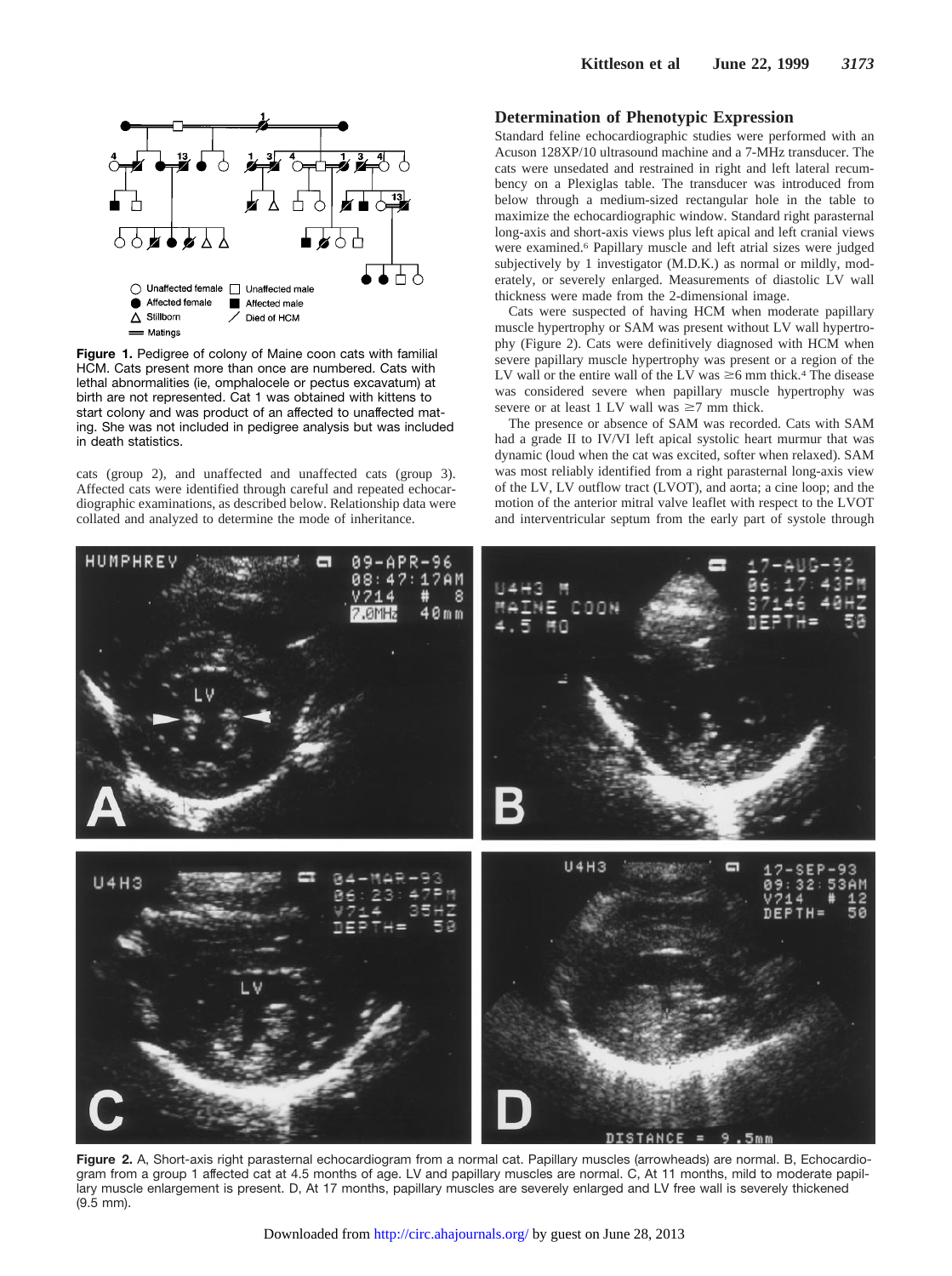**Figure 1.** Pedigree of colony of Maine coon cats with familial HCM. Cats present more than once are numbered. Cats with lethal abnormalities (ie, omphalocele or pectus excavatum) at birth are not represented. Cat 1 was obtained with kittens to start colony and was product of an affected to unaffected mating. She was not included in pedigree analysis but was included in death statistics.

cats (group 2), and unaffected and unaffected cats (group 3). Affected cats were identified through careful and repeated echocardiographic examinations, as described below. Relationship data were collated and analyzed to determine the mode of inheritance.

## Determination of Phenotypic Expression

Standard feline echocardiographic studies were performed with an Acuson 128XP/10 ultrasound machine and a 7-MHz transducer. The cats were unsedated and restrained in right and left lateral recumbency on a Plexiglas table. The transducer was introduced from below through a medium-sized rectangular hole in the table to maximize the echocardiographic window. Standard right parasternal long-axis and short-axis views plus left apical and left cranial views were examined.[6] Papillary muscle and left atrial sizes were judged subjectively by 1 investigator (M.D.K.) as normal or mildly, moderately, or severely enlarged. Measurements of diastolic LV wall thickness were made from the 2-dimensional image.

Cats were suspected of having HCM when moderate papillary muscle hypertrophy or SAM was present without LV wall hypertrophy (Figure 2). Cats were definitively diagnosed with HCM when severe papillary muscle hypertrophy was present or a region of the LV wall or the entire wall of the LV was ≥6 mm thick.[4] The disease was considered severe when papillary muscle hypertrophy was severe or at least 1 LV wall was ≥7 mm thick.

The presence or absence of SAM was recorded. Cats with SAM had a grade II to IV/VI left apical systolic heart murmur that was dynamic (loud when the cat was excited, softer when relaxed). SAM was most reliably identified from a right parasternal long-axis view of the LV, LV outflow tract (LVOT), and aorta; a cine loop; and the motion of the anterior mitral valve leaflet with respect to the LVOT and interventricular septum from the early part of systole through

**Figure 2.** A, Short-axis right parasternal echocardiogram from a normal cat. Papillary muscles (arrowheads) are normal. B, Echocardiogram from a group 1 affected cat at 4.5 months of age. LV and papillary muscles are normal. C, At 11 months, mild to moderate papillary muscle enlargement is present. D, At 17 months, papillary muscles are severely enlarged and LV free wall is severely thickened (9.5 mm).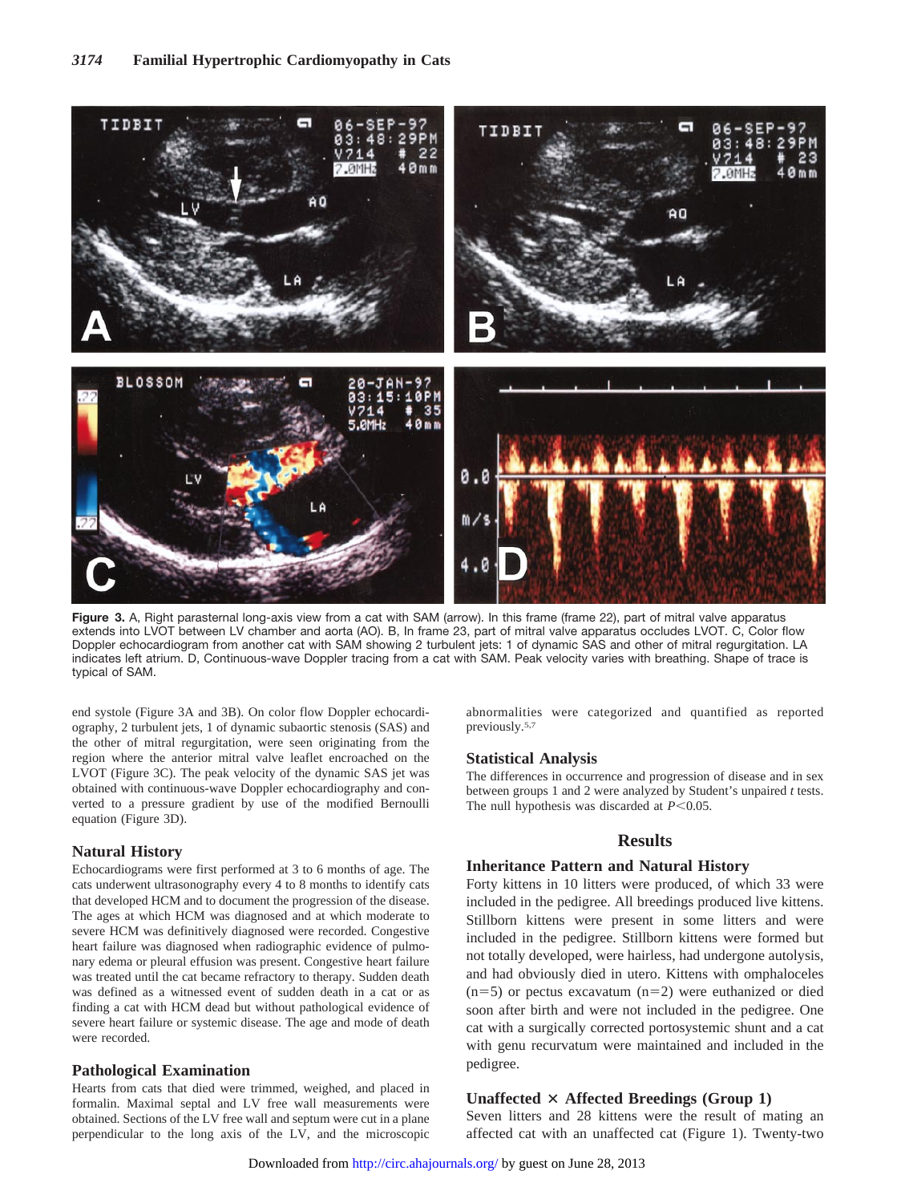Figure 3. A, Right parasternal long-axis view from a cat with SAM (arrow). In this frame (frame 22), part of mitral valve apparatus extends into LVOT between LV chamber and aorta (AO). B, In frame 23, part of mitral valve apparatus occludes LVOT. C, Color flow Doppler echocardiogram from another cat with SAM showing 2 turbulent jets: 1 of dynamic SAS and other of mitral regurgitation. LA indicates left atrium. D, Continuous-wave Doppler tracing from a cat with SAM. Peak velocity varies with breathing. Shape of trace is typical of SAM.

end systole (Figure 3A and 3B). On color flow Doppler echocardiography, 2 turbulent jets, 1 of dynamic subaortic stenosis (SAS) and the other of mitral regurgitation, were seen originating from the region where the anterior mitral valve leaflet encroached on the LVOT (Figure 3C). The peak velocity of the dynamic SAS jet was obtained with continuous-wave Doppler echocardiography and converted to a pressure gradient by use of the modified Bernoulli equation (Figure 3D).

### Natural History

Echocardiograms were first performed at 3 to 6 months of age. The cats underwent ultrasonography every 4 to 8 months to identify cats that developed HCM and to document the progression of the disease. The ages at which HCM was diagnosed and at which moderate to severe HCM was definitively diagnosed were recorded. Congestive heart failure was diagnosed when radiographic evidence of pulmonary edema or pleural effusion was present. Congestive heart failure was treated until the cat became refractory to therapy. Sudden death was defined as a witnessed event of sudden death in a cat or as finding a cat with HCM dead but without pathological evidence of severe heart failure or systemic disease. The age and mode of death were recorded.

### Pathological Examination

Hearts from cats that died were trimmed, weighed, and placed in formalin. Maximal septal and LV free wall measurements were obtained. Sections of the LV free wall and septum were cut in a plane perpendicular to the long axis of the LV, and the microscopic abnormalities were categorized and quantified as reported previously.[5,7]

### Statistical Analysis

The differences in occurrence and progression of disease and in sex between groups 1 and 2 were analyzed by Student's unpaired *t* tests. The null hypothesis was discarded at $P<0.05$.

## Results

### Inheritance Pattern and Natural History

Forty kittens in 10 litters were produced, of which 33 were included in the pedigree. All breedings produced live kittens. Stillborn kittens were present in some litters and were included in the pedigree. Stillborn kittens were formed but not totally developed, were hairless, had undergone autolysis, and had obviously died in utero. Kittens with omphaloceles ($n=5$) or pectus excavatum ($n=2$) were euthanized or died soon after birth and were not included in the pedigree. One cat with a surgically corrected portosystemic shunt and a cat with genu recurvatum were maintained and included in the pedigree.

### Unaffected × Affected Breedings (Group 1)

Seven litters and 28 kittens were the result of mating an affected cat with an unaffected cat (Figure 1). Twenty-two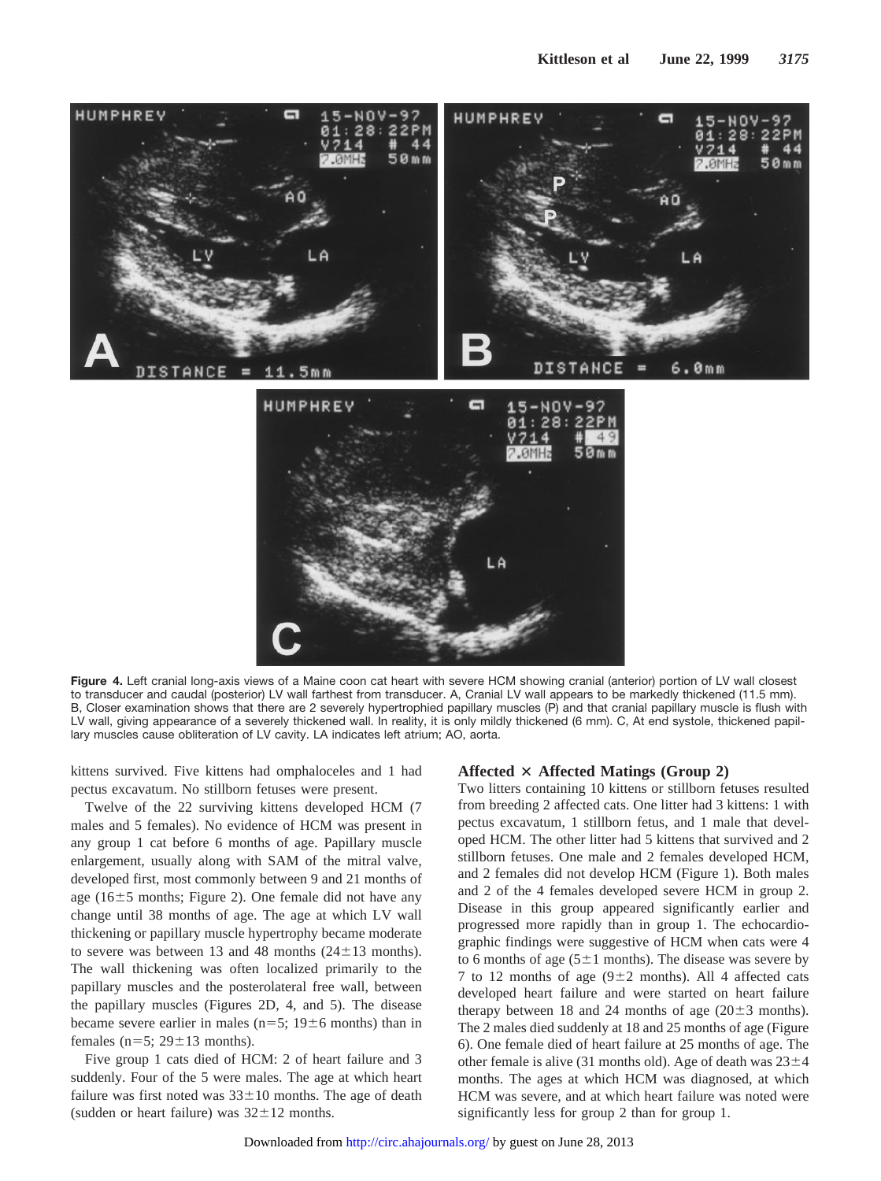**Figure 4.** Left cranial long-axis views of a Maine coon cat heart with severe HCM showing cranial (anterior) portion of LV wall closest to transducer and caudal (posterior) LV wall farthest from transducer. A, Cranial LV wall appears to be markedly thickened (11.5 mm). B, Closer examination shows that there are 2 severely hypertrophied papillary muscles (P) and that cranial papillary muscle is flush with LV wall, giving appearance of a severely thickened wall. In reality, it is only mildly thickened (6 mm). C, At end systole, thickened papillary muscles cause obliteration of LV cavity. LA indicates left atrium; AO, aorta.

kittens survived. Five kittens had omphaloceles and 1 had pectus excavatum. No stillborn fetuses were present.

Twelve of the 22 surviving kittens developed HCM (7 males and 5 females). No evidence of HCM was present in any group 1 cat before 6 months of age. Papillary muscle enlargement, usually along with SAM of the mitral valve, developed first, most commonly between 9 and 21 months of age (16±5 months; Figure 2). One female did not have any change until 38 months of age. The age at which LV wall thickening or papillary muscle hypertrophy became moderate to severe was between 13 and 48 months (24±13 months). The wall thickening was often localized primarily to the papillary muscles and the posterolateral free wall, between the papillary muscles (Figures 2D, 4, and 5). The disease became severe earlier in males (n=5; 19±6 months) than in females (n=5; 29±13 months).

Five group 1 cats died of HCM: 2 of heart failure and 3 suddenly. Four of the 5 were males. The age at which heart failure was first noted was 33±10 months. The age of death (sudden or heart failure) was 32±12 months.

### Affected × Affected Matings (Group 2)

Two litters containing 10 kittens or stillborn fetuses resulted from breeding 2 affected cats. One litter had 3 kittens: 1 with pectus excavatum, 1 stillborn fetus, and 1 male that developed HCM. The other litter had 5 kittens that survived and 2 stillborn fetuses. One male and 2 females developed HCM, and 2 females did not develop HCM (Figure 1). Both males and 2 of the 4 females developed severe HCM in group 2. Disease in this group appeared significantly earlier and progressed more rapidly than in group 1. The echocardiographic findings were suggestive of HCM when cats were 4 to 6 months of age (5±1 months). The disease was severe by 7 to 12 months of age (9±2 months). All 4 affected cats developed heart failure and were started on heart failure therapy between 18 and 24 months of age (20±3 months). The 2 males died suddenly at 18 and 25 months of age (Figure 6). One female died of heart failure at 25 months of age. The other female is alive (31 months old). Age of death was 23±4 months. The ages at which HCM was diagnosed, at which HCM was severe, and at which heart failure was noted were significantly less for group 2 than for group 1.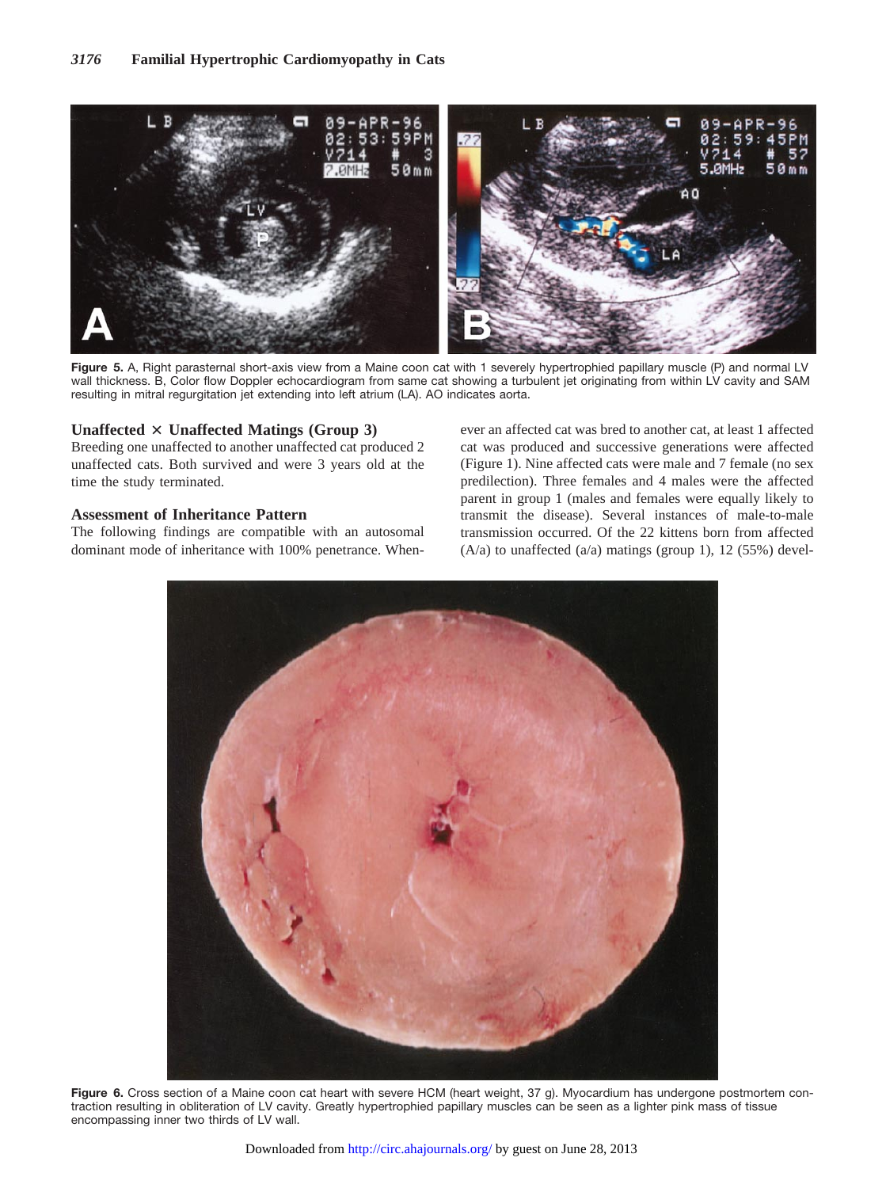Figure 5. A, Right parasternal short-axis view from a Maine coon cat with 1 severely hypertrophied papillary muscle (P) and normal LV wall thickness. B, Color flow Doppler echocardiogram from same cat showing a turbulent jet originating from within LV cavity and SAM resulting in mitral regurgitation jet extending into left atrium (LA). AO indicates aorta.

### Unaffected × Unaffected Matings (Group 3)

Breeding one unaffected to another unaffected cat produced 2 unaffected cats. Both survived and were 3 years old at the time the study terminated.

### Assessment of Inheritance Pattern

The following findings are compatible with an autosomal dominant mode of inheritance with 100% penetrance. Whenever an affected cat was bred to another cat, at least 1 affected cat was produced and successive generations were affected (Figure 1). Nine affected cats were male and 7 female (no sex predilection). Three females and 4 males were the affected parent in group 1 (males and females were equally likely to transmit the disease). Several instances of male-to-male transmission occurred. Of the 22 kittens born from affected (A/a) to unaffected (a/a) matings (group 1), 12 (55%) devel-

Figure 6. Cross section of a Maine coon cat heart with severe HCM (heart weight, 37 g). Myocardium has undergone postmortem contraction resulting in obliteration of LV cavity. Greatly hypertrophied papillary muscles can be seen as a lighter pink mass of tissue encompassing inner two thirds of LV wall.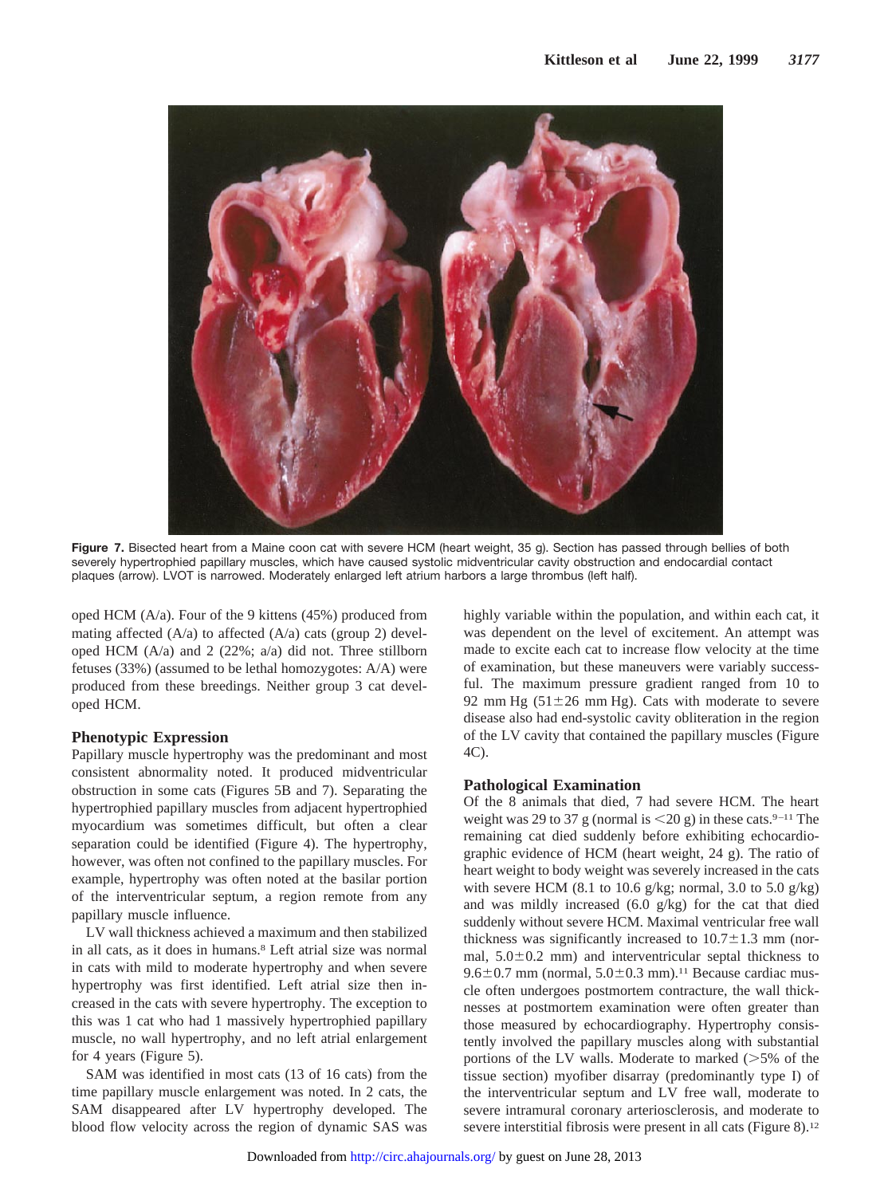**Figure 7.** Bisected heart from a Maine coon cat with severe HCM (heart weight, 35 g). Section has passed through bellies of both severely hypertrophied papillary muscles, which have caused systolic midventricular cavity obstruction and endocardial contact plaques (arrow). LVOT is narrowed. Moderately enlarged left atrium harbors a large thrombus (left half).

oped HCM (A/a). Four of the 9 kittens (45%) produced from mating affected (A/a) to affected (A/a) cats (group 2) developed HCM (A/A) and 2 (22%; a/a) did not. Three stillborn fetuses (33%) (assumed to be lethal homozygotes: A/A) were produced from these breedings. Neither group 3 cat developed HCM.

### Phenotypic Expression

Papillary muscle hypertrophy was the predominant and most consistent abnormality noted. It produced midventricular obstruction in some cats (Figures 5B and 7). Separating the hypertrophied papillary muscles from adjacent hypertrophied myocardium was sometimes difficult, but often a clear separation could be identified (Figure 4). The hypertrophy, however, was often not confined to the papillary muscles. For example, hypertrophy was often noted at the basilar portion of the interventricular septum, a region remote from any papillary muscle influence.

LV wall thickness achieved a maximum and then stabilized in all cats, as it does in humans.[8] Left atrial size was normal in cats with mild to moderate hypertrophy and when severe hypertrophy was first identified. Left atrial size then increased in the cats with severe hypertrophy. The exception to this was 1 cat who had 1 massively hypertrophied papillary muscle, no wall hypertrophy, and no left atrial enlargement for 4 years (Figure 5).

SAM was identified in most cats (13 of 16 cats) from the time papillary muscle enlargement was noted. In 2 cats, the SAM disappeared after LV hypertrophy developed. The blood flow velocity across the region of dynamic SAS was highly variable within the population, and within each cat, it was dependent on the level of excitement. An attempt was made to excite each cat to increase flow velocity at the time of examination, but these maneuvers were variably successful. The maximum pressure gradient ranged from 10 to 92 mm Hg ($51 \pm 26$ mm Hg). Cats with moderate to severe disease also had end-systolic cavity obliteration in the region of the LV cavity that contained the papillary muscles (Figure 4C).

### Pathological Examination

Of the 8 animals that died, 7 had severe HCM. The heart weight was 29 to 37 g (normal is $<$20 g) in these cats.[9–11] The remaining cat died suddenly before exhibiting echocardiographic evidence of HCM (heart weight, 24 g). The ratio of heart weight to body weight was severely increased in the cats with severe HCM (8.1 to 10.6 g/kg; normal, 3.0 to 5.0 g/kg) and was mildly increased (6.0 g/kg) for the cat that died suddenly without severe HCM. Maximal ventricular free wall thickness was significantly increased to $10.7 \pm 1.3$ mm (normal, $5.0 \pm 0.2$ mm) and interventricular septal thickness to $9.6 \pm 0.7$ mm (normal, $5.0 \pm 0.3$ mm).[11] Because cardiac muscle often undergoes postmortem contracture, the wall thicknesses at postmortem examination were often greater than those measured by echocardiography. Hypertrophy consistently involved the papillary muscles along with substantial portions of the LV walls. Moderate to marked ($>$5% of the tissue section) myofiber disarray (predominantly type I) of the interventricular septum and LV free wall, moderate to severe intramural coronary arteriosclerosis, and moderate to severe interstitial fibrosis were present in all cats (Figure 8).[12]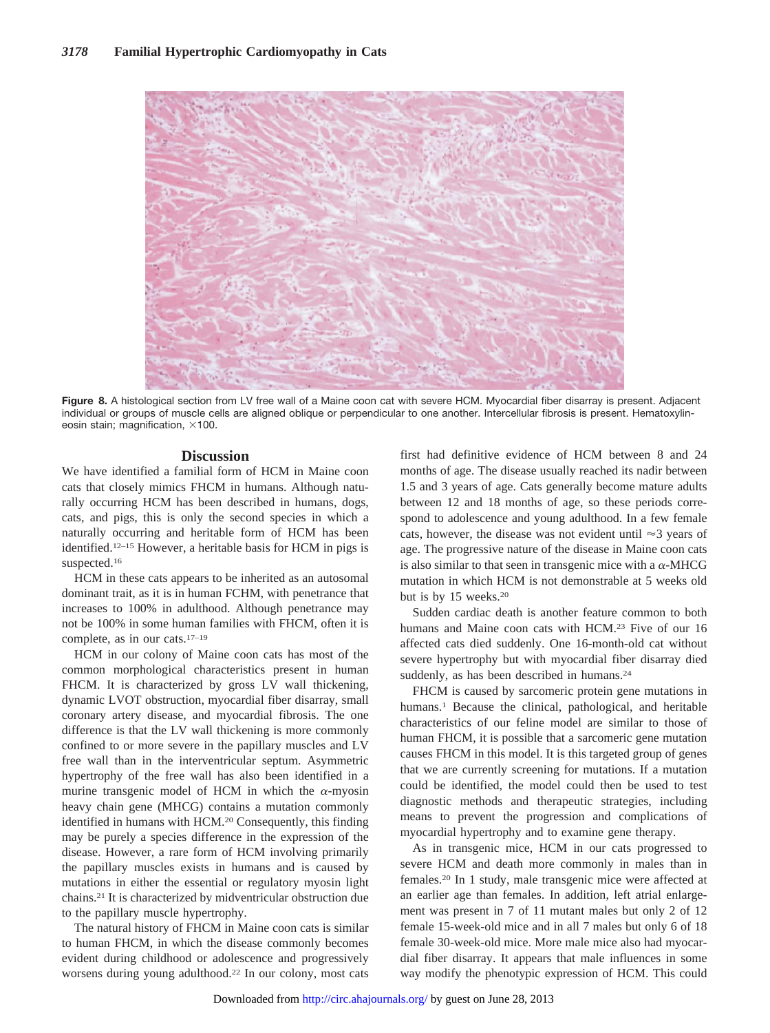Figure 8. A histological section from LV free wall of a Maine coon cat with severe HCM. Myocardial fiber disarray is present. Adjacent individual or groups of muscle cells are aligned oblique or perpendicular to one another. Intercellular fibrosis is present. Hematoxylin-eosin stain; magnification, ×100.

## Discussion

We have identified a familial form of HCM in Maine coon cats that closely mimics FHCM in humans. Although naturally occurring HCM has been described in humans, dogs, cats, and pigs, this is only the second species in which a naturally occurring and heritable form of HCM has been identified.[12–15] However, a heritable basis for HCM in pigs is suspected.[16]

HCM in these cats appears to be inherited as an autosomal dominant trait, as it is in human FCHM, with penetrance that increases to 100% in adulthood. Although penetrance may not be 100% in some human families with FHCM, often it is complete, as in our cats.[17–19]

HCM in our colony of Maine coon cats has most of the common morphological characteristics present in human FHCM. It is characterized by gross LV wall thickening, dynamic LVOT obstruction, myocardial fiber disarray, small coronary artery disease, and myocardial fibrosis. The one difference is that the LV wall thickening is more commonly confined to or more severe in the papillary muscles and LV free wall than in the interventricular septum. Asymmetric hypertrophy of the free wall has also been identified in a murine transgenic model of HCM in which the $\alpha$-myosin heavy chain gene (MHCG) contains a mutation commonly identified in humans with HCM.[20] Consequently, this finding may be purely a species difference in the expression of the disease. However, a rare form of HCM involving primarily the papillary muscles exists in humans and is caused by mutations in either the essential or regulatory myosin light chains.[21] It is characterized by midventricular obstruction due to the papillary muscle hypertrophy.

The natural history of FHCM in Maine coon cats is similar to human FHCM, in which the disease commonly becomes evident during childhood or adolescence and progressively worsens during young adulthood.[22] In our colony, most cats first had definitive evidence of HCM between 8 and 24 months of age. The disease usually reached its nadir between 1.5 and 3 years of age. Cats generally become mature adults between 12 and 18 months of age, so these periods correspond to adolescence and young adulthood. In a few female cats, however, the disease was not evident until ≈3 years of age. The progressive nature of the disease in Maine coon cats is also similar to that seen in transgenic mice with a $\alpha$-MHCG mutation in which HCM is not demonstrable at 5 weeks old but is by 15 weeks.[20]

Sudden cardiac death is another feature common to both humans and Maine coon cats with HCM.[23] Five of our 16 affected cats died suddenly. One 16-month-old cat without severe hypertrophy but with myocardial fiber disarray died suddenly, as has been described in humans.[24]

FHCM is caused by sarcomeric protein gene mutations in humans.[1] Because the clinical, pathological, and heritable characteristics of our feline model are similar to those of human FHCM, it is possible that a sarcomeric gene mutation causes FHCM in this model. It is this targeted group of genes that we are currently screening for mutations. If a mutation could be identified, the model could then be used to test diagnostic methods and therapeutic strategies, including means to prevent the progression and complications of myocardial hypertrophy and to examine gene therapy.

As in transgenic mice, HCM in our cats progressed to severe HCM and death more commonly in males than in females.[20] In 1 study, male transgenic mice were affected at an earlier age than females. In addition, left atrial enlargement was present in 7 of 11 mutant males but only 2 of 12 female 15-week-old mice and in all 7 males but only 6 of 18 female 30-week-old mice. More male mice also had myocardial fiber disarray. It appears that male influences in some way modify the phenotypic expression of HCM. This could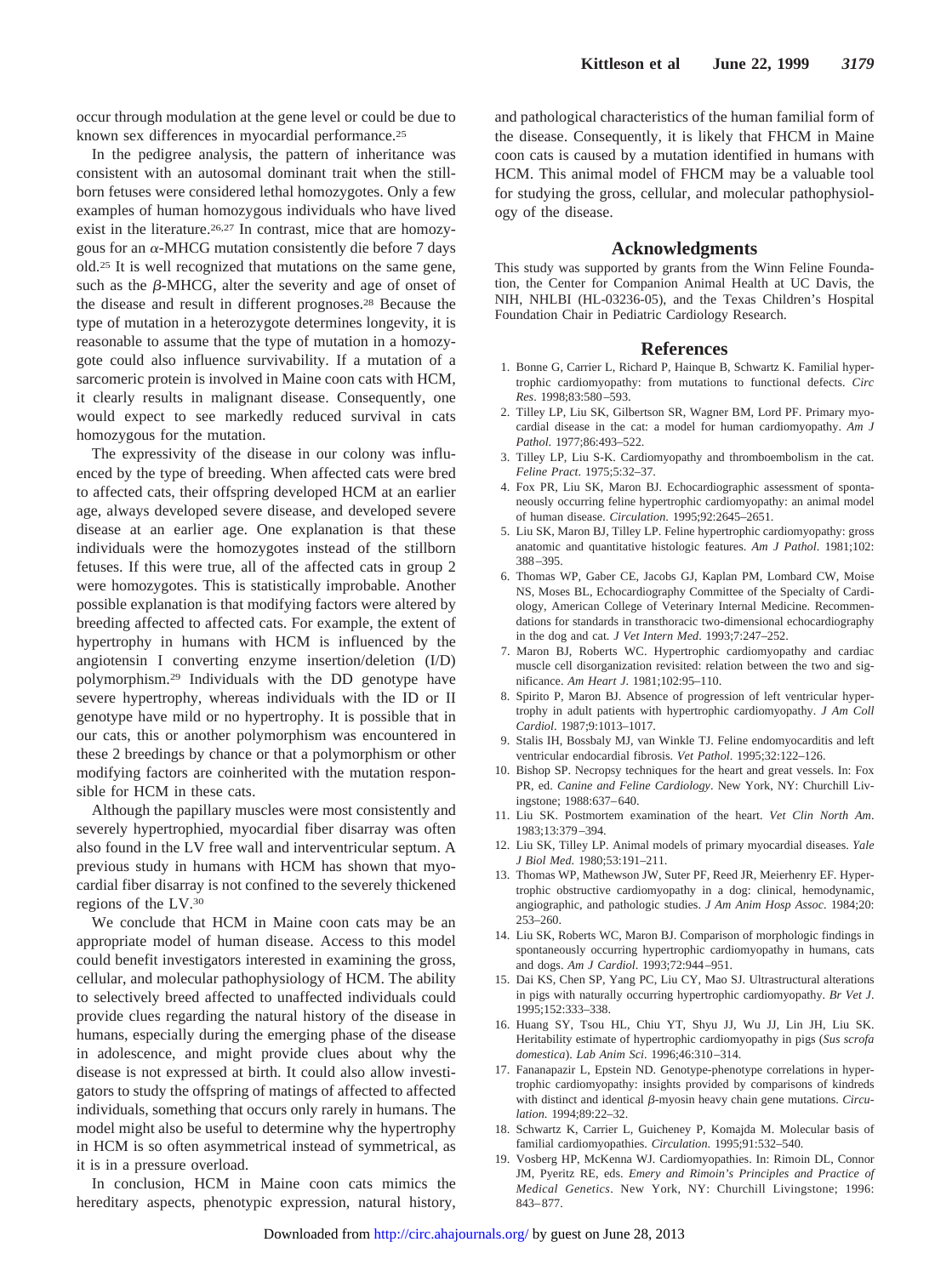occur through modulation at the gene level or could be due to known sex differences in myocardial performance.[25]

In the pedigree analysis, the pattern of inheritance was consistent with an autosomal dominant trait when the stillborn fetuses were considered lethal homozygotes. Only a few examples of human homozygous individuals who have lived exist in the literature.[26,27] In contrast, mice that are homozygous for an $\alpha$-MHCG mutation consistently die before 7 days old.[25] It is well recognized that mutations on the same gene, such as the $\beta$-MHCG, alter the severity and age of onset of the disease and result in different prognoses.[28] Because the type of mutation in a heterozygote determines longevity, it is reasonable to assume that the type of mutation in a homozygote could also influence survivability. If a mutation of a sarcomeric protein is involved in Maine coon cats with HCM, it clearly results in malignant disease. Consequently, one would expect to see markedly reduced survival in cats homozygous for the mutation.

The expressivity of the disease in our colony was influenced by the type of breeding. When affected cats were bred to affected cats, their offspring developed HCM at an earlier age, always developed severe disease, and developed severe disease at an earlier age. One explanation is that these individuals were the homozygotes instead of the stillborn fetuses. If this were true, all of the affected cats in group 2 were homozygotes. This is statistically improbable. Another possible explanation is that modifying factors were altered by breeding affected to affected cats. For example, the extent of hypertrophy in humans with HCM is influenced by the angiotensin I converting enzyme insertion/deletion (I/D) polymorphism.[29] Individuals with the DD genotype have severe hypertrophy, whereas individuals with the ID or II genotype have mild or no hypertrophy. It is possible that in our cats, this or another polymorphism was encountered in these 2 breedings by chance or that a polymorphism or other modifying factors are coinherited with the mutation responsible for HCM in these cats.

Although the papillary muscles were most consistently and severely hypertrophied, myocardial fiber disarray was often also found in the LV free wall and interventricular septum. A previous study in humans with HCM has shown that myocardial fiber disarray is not confined to the severely thickened regions of the LV.[30]

We conclude that HCM in Maine coon cats may be an appropriate model of human disease. Access to this model could benefit investigators interested in examining the gross, cellular, and molecular pathophysiology of HCM. The ability to selectively breed affected to unaffected individuals could provide clues regarding the natural history of the disease in humans, especially during the emerging phase of the disease in adolescence, and might provide clues about why the disease is not expressed at birth. It could also allow investigators to study the offspring of matings of affected to affected individuals, something that occurs only rarely in humans. The model might also be useful to determine why the hypertrophy in HCM is so often asymmetrical instead of symmetrical, as it is in a pressure overload.

In conclusion, HCM in Maine coon cats mimics the hereditary aspects, phenotypic expression, natural history, and pathological characteristics of the human familial form of the disease. Consequently, it is likely that FHCM in Maine coon cats is caused by a mutation identified in humans with HCM. This animal model of FHCM may be a valuable tool for studying the gross, cellular, and molecular pathophysiology of the disease.

## Acknowledgments

This study was supported by grants from the Winn Feline Foundation, the Center for Companion Animal Health at UC Davis, the NIH, NHLBI (HL-03236-05), and the Texas Children's Hospital Foundation Chair in Pediatric Cardiology Research.

## References

1. Bonne G, Carrier L, Richard P, Hainque B, Schwartz K. Familial hypertrophic cardiomyopathy: from mutations to functional defects. *Circ Res*. 1998;83:580–593.
2. Tilley LP, Liu SK, Gilbertson SR, Wagner BM, Lord PF. Primary myocardial disease in the cat: a model for human cardiomyopathy. *Am J Pathol.* 1977;86:493–522.
3. Tilley LP, Liu S-K. Cardiomyopathy and thromboembolism in the cat. *Feline Pract*. 1975;5:32–37.
4. Fox PR, Liu SK, Maron BJ. Echocardiographic assessment of spontaneously occurring feline hypertrophic cardiomyopathy: an animal model of human disease. *Circulation*. 1995;92:2645–2651.
5. Liu SK, Maron BJ, Tilley LP. Feline hypertrophic cardiomyopathy: gross anatomic and quantitative histologic features. *Am J Pathol*. 1981;102: 388–395.
6. Thomas WP, Gaber CE, Jacobs GJ, Kaplan PM, Lombard CW, Moise NS, Moses BL, Echocardiography Committee of the Specialty of Cardiology, American College of Veterinary Internal Medicine. Recommendations for standards in transthoracic two-dimensional echocardiography in the dog and cat. *J Vet Intern Med*. 1993;7:247–252.
7. Maron BJ, Roberts WC. Hypertrophic cardiomyopathy and cardiac muscle cell disorganization revisited: relation between the two and significance. *Am Heart J*. 1981;102:95–110.
8. Spirito P, Maron BJ. Absence of progression of left ventricular hypertrophy in adult patients with hypertrophic cardiomyopathy. *J Am Coll Cardiol*. 1987;9:1013–1017.
9. Stalis IH, Bossbaly MJ, van Winkle TJ. Feline endomyocarditis and left ventricular endocardial fibrosis. *Vet Pathol.* 1995;32:122–126.
10. Bishop SP. Necropsy techniques for the heart and great vessels. In: Fox PR, ed. *Canine and Feline Cardiology*. New York, NY: Churchill Livingstone; 1988:637–640.
11. Liu SK. Postmortem examination of the heart. *Vet Clin North Am*. 1983;13:379–394.
12. Liu SK, Tilley LP. Animal models of primary myocardial diseases. *Yale J Biol Med.* 1980;53:191–211.
13. Thomas WP, Mathewson JW, Suter PF, Reed JR, Meierhenry EF. Hypertrophic obstructive cardiomyopathy in a dog: clinical, hemodynamic, angiographic, and pathologic studies. *J Am Anim Hosp Assoc*. 1984;20: 253–260.
14. Liu SK, Roberts WC, Maron BJ. Comparison of morphologic findings in spontaneously occurring hypertrophic cardiomyopathy in humans, cats and dogs. *Am J Cardiol*. 1993;72:944–951.
15. Dai KS, Chen SP, Yang PC, Liu CY, Mao SJ. Ultrastructural alterations in pigs with naturally occurring hypertrophic cardiomyopathy. *Br Vet J*. 1995;152:333–338.
16. Huang SY, Tsou HL, Chiu YT, Shyu JJ, Wu JJ, Lin JH, Liu SK. Heritability estimate of hypertrophic cardiomyopathy in pigs (*Sus scrofa domestica*). *Lab Anim Sci*. 1996;46:310–314.
17. Fananapazir L, Epstein ND. Genotype-phenotype correlations in hypertrophic cardiomyopathy: insights provided by comparisons of kindreds with distinct and identical $\beta$-myosin heavy chain gene mutations. *Circulation*. 1994;89:22–32.
18. Schwartz K, Carrier L, Guicheney P, Komajda M. Molecular basis of familial cardiomyopathies. *Circulation*. 1995;91:532–540.
19. Vosberg HP, McKenna WJ. Cardiomyopathies. In: Rimoin DL, Connor JM, Pyeritz RE, eds. *Emery and Rimoin's Principles and Practice of Medical Genetics*. New York, NY: Churchill Livingstone; 1996: 843–877.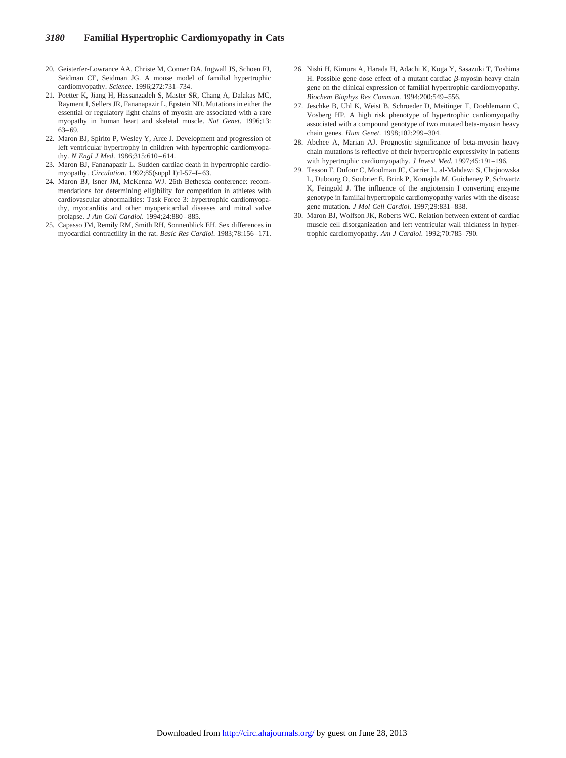20. Geisterfer-Lowrance AA, Christe M, Conner DA, Ingwall JS, Schoen FJ, Seidman CE, Seidman JG. A mouse model of familial hypertrophic cardiomyopathy. *Science*. 1996;272:731–734.
21. Poetter K, Jiang H, Hassanzadeh S, Master SR, Chang A, Dalakas MC, Rayment I, Sellers JR, Fananapazir L, Epstein ND. Mutations in either the essential or regulatory light chains of myosin are associated with a rare myopathy in human heart and skeletal muscle. *Nat Genet*. 1996;13:63–69.
22. Maron BJ, Spirito P, Wesley Y, Arce J. Development and progression of left ventricular hypertrophy in children with hypertrophic cardiomyopathy. *N Engl J Med*. 1986;315:610–614.
23. Maron BJ, Fananapazir L. Sudden cardiac death in hypertrophic cardiomyopathy. *Circulation*. 1992;85(suppl I):I-57–I-63.
24. Maron BJ, Isner JM, McKenna WJ. 26th Bethesda conference: recommendations for determining eligibility for competition in athletes with cardiovascular abnormalities: Task Force 3: hypertrophic cardiomyopathy, myocarditis and other myopericardial diseases and mitral valve prolapse. *J Am Coll Cardiol*. 1994;24:880–885.
25. Capasso JM, Remily RM, Smith RH, Sonnenblick EH. Sex differences in myocardial contractility in the rat. *Basic Res Cardiol*. 1983;78:156–171.
26. Nishi H, Kimura A, Harada H, Adachi K, Koga Y, Sasazuki T, Toshima H. Possible gene dose effect of a mutant cardiac β-myosin heavy chain gene on the clinical expression of familial hypertrophic cardiomyopathy. *Biochem Biophys Res Commun*. 1994;200:549–556.
27. Jeschke B, Uhl K, Weist B, Schroeder D, Meitinger T, Doehlemann C, Vosberg HP. A high risk phenotype of hypertrophic cardiomyopathy associated with a compound genotype of two mutated beta-myosin heavy chain genes. *Hum Genet*. 1998;102:299–304.
28. Abchee A, Marian AJ. Prognostic significance of beta-myosin heavy chain mutations is reflective of their hypertrophic expressivity in patients with hypertrophic cardiomyopathy. *J Invest Med*. 1997;45:191–196.
29. Tesson F, Dufour C, Moolman JC, Carrier L, al-Mahdawi S, Chojnowska L, Dubourg O, Soubrier E, Brink P, Komajda M, Guicheney P, Schwartz K, Feingold J. The influence of the angiotensin I converting enzyme genotype in familial hypertrophic cardiomyopathy varies with the disease gene mutation. *J Mol Cell Cardiol*. 1997;29:831–838.
30. Maron BJ, Wolfson JK, Roberts WC. Relation between extent of cardiac muscle cell disorganization and left ventricular wall thickness in hypertrophic cardiomyopathy. *Am J Cardiol*. 1992;70:785–790.